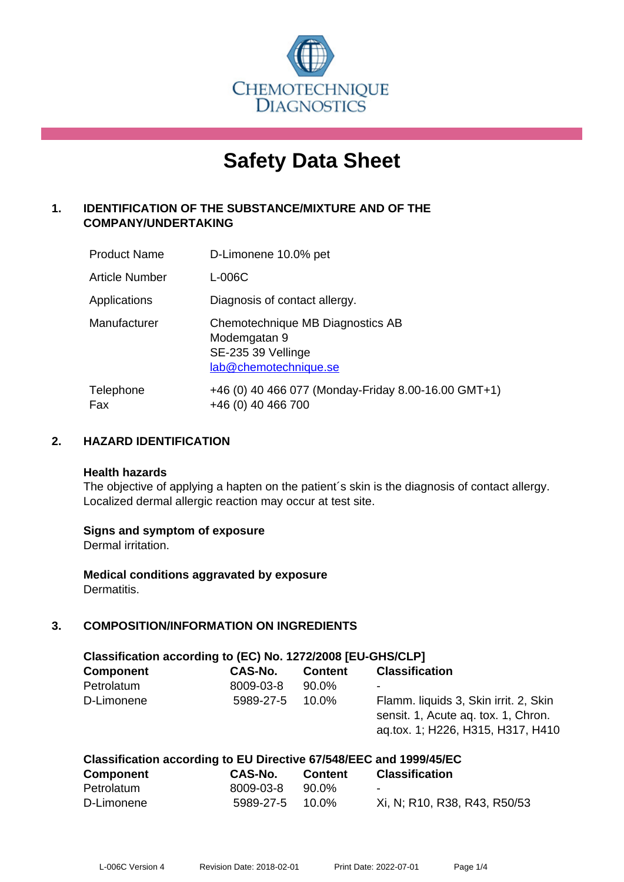CHEMOTECHNIQUE DIAGNOSTICS

# Safety Data Sheet

## 1. IDENTIFICATION OF THE SUBSTANCE/MIXTURE AND OF THE COMPANY/UNDERTAKING

| | |
|---|---|
| Product Name | D-Limonene 10.0% pet |
| Article Number | L-006C |
| Applications | Diagnosis of contact allergy. |
| Manufacturer | Chemotechnique MB Diagnostics AB<br>Modemgatan 9<br>SE-235 39 Vellinge<br>lab@chemotechnique.se |
| Telephone<br>Fax | +46 (0) 40 466 077 (Monday-Friday 8.00-16.00 GMT+1)<br>+46 (0) 40 466 700 |

## 2. HAZARD IDENTIFICATION

**Health hazards**
The objective of applying a hapten on the patient´s skin is the diagnosis of contact allergy. Localized dermal allergic reaction may occur at test site.

**Signs and symptom of exposure**
Dermal irritation.

**Medical conditions aggravated by exposure**
Dermatitis.

## 3. COMPOSITION/INFORMATION ON INGREDIENTS

**Classification according to (EC) No. 1272/2008 [EU-GHS/CLP]**

| Component | CAS-No. | Content | Classification |
|---|---|---|---|
| Petrolatum | 8009-03-8 | 90.0% | - |
| D-Limonene | 5989-27-5 | 10.0% | Flamm. liquids 3, Skin irrit. 2, Skin sensit. 1, Acute aq. tox. 1, Chron. aq.tox. 1; H226, H315, H317, H410 |

**Classification according to EU Directive 67/548/EEC and 1999/45/EC**

| Component | CAS-No. | Content | Classification |
|---|---|---|---|
| Petrolatum | 8009-03-8 | 90.0% | - |
| D-Limonene | 5989-27-5 | 10.0% | Xi, N; R10, R38, R43, R50/53 |

L-006C Version 4 Revision Date: 2018-02-01 Print Date: 2022-07-01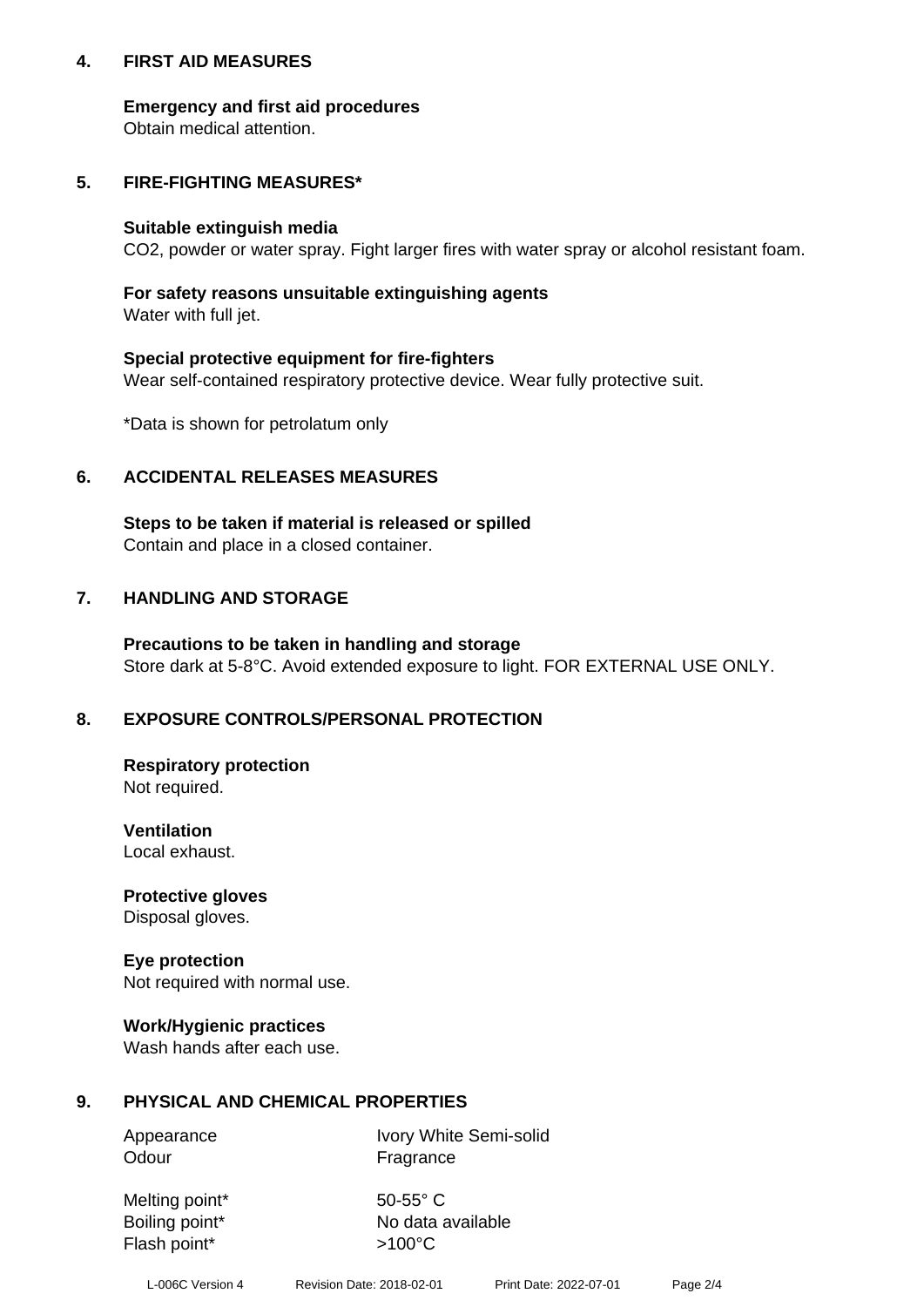## 4. FIRST AID MEASURES

**Emergency and first aid procedures**
Obtain medical attention.

## 5. FIRE-FIGHTING MEASURES*

**Suitable extinguish media**
$CO_2$, powder or water spray. Fight larger fires with water spray or alcohol resistant foam.

**For safety reasons unsuitable extinguishing agents**
Water with full jet.

**Special protective equipment for fire-fighters**
Wear self-contained respiratory protective device. Wear fully protective suit.

*Data is shown for petrolatum only

## 6. ACCIDENTAL RELEASES MEASURES

**Steps to be taken if material is released or spilled**
Contain and place in a closed container.

## 7. HANDLING AND STORAGE

**Precautions to be taken in handling and storage**
Store dark at 5-8°C. Avoid extended exposure to light. FOR EXTERNAL USE ONLY.

## 8. EXPOSURE CONTROLS/PERSONAL PROTECTION

**Respiratory protection**
Not required.

**Ventilation**
Local exhaust.

**Protective gloves**
Disposal gloves.

**Eye protection**
Not required with normal use.

**Work/Hygienic practices**
Wash hands after each use.

## 9. PHYSICAL AND CHEMICAL PROPERTIES

| | |
|---|---|
| Appearance | Ivory White Semi-solid |
| Odour | Fragrance |
| Melting point* | 50-55° C |
| Boiling point* | No data available |
| Flash point* | >100°C |

L-006C Version 4 Revision Date: 2018-02-01 Print Date: 2022-07-01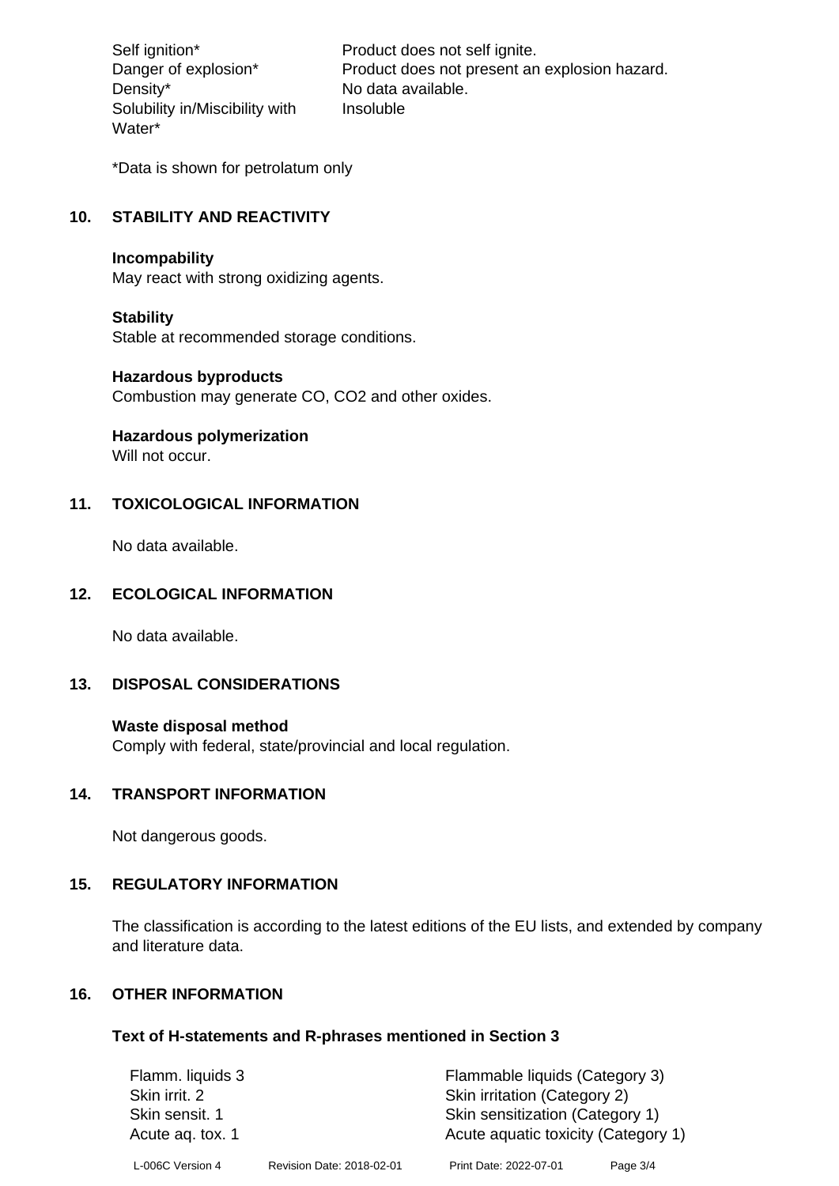| | |
|---|---|
| Self ignition* | Product does not self ignite. |
| Danger of explosion* | Product does not present an explosion hazard. |
| Density* | No data available. |
| Solubility in/Miscibility with Water* | Insoluble |

*Data is shown for petrolatum only

## 10. STABILITY AND REACTIVITY

**Incompability**
May react with strong oxidizing agents.

**Stability**
Stable at recommended storage conditions.

**Hazardous byproducts**
Combustion may generate CO, $CO_2$ and other oxides.

**Hazardous polymerization**
Will not occur.

## 11. TOXICOLOGICAL INFORMATION

No data available.

## 12. ECOLOGICAL INFORMATION

No data available.

## 13. DISPOSAL CONSIDERATIONS

**Waste disposal method**
Comply with federal, state/provincial and local regulation.

## 14. TRANSPORT INFORMATION

Not dangerous goods.

## 15. REGULATORY INFORMATION

The classification is according to the latest editions of the EU lists, and extended by company and literature data.

## 16. OTHER INFORMATION

### Text of H-statements and R-phrases mentioned in Section 3

| | |
|---|---|
| Flamm. liquids 3 | Flammable liquids (Category 3) |
| Skin irrit. 2 | Skin irritation (Category 2) |
| Skin sensit. 1 | Skin sensitization (Category 1) |
| Acute aq. tox. 1 | Acute aquatic toxicity (Category 1) |

L-006C Version 4 Revision Date: 2018-02-01 Print Date: 2022-07-01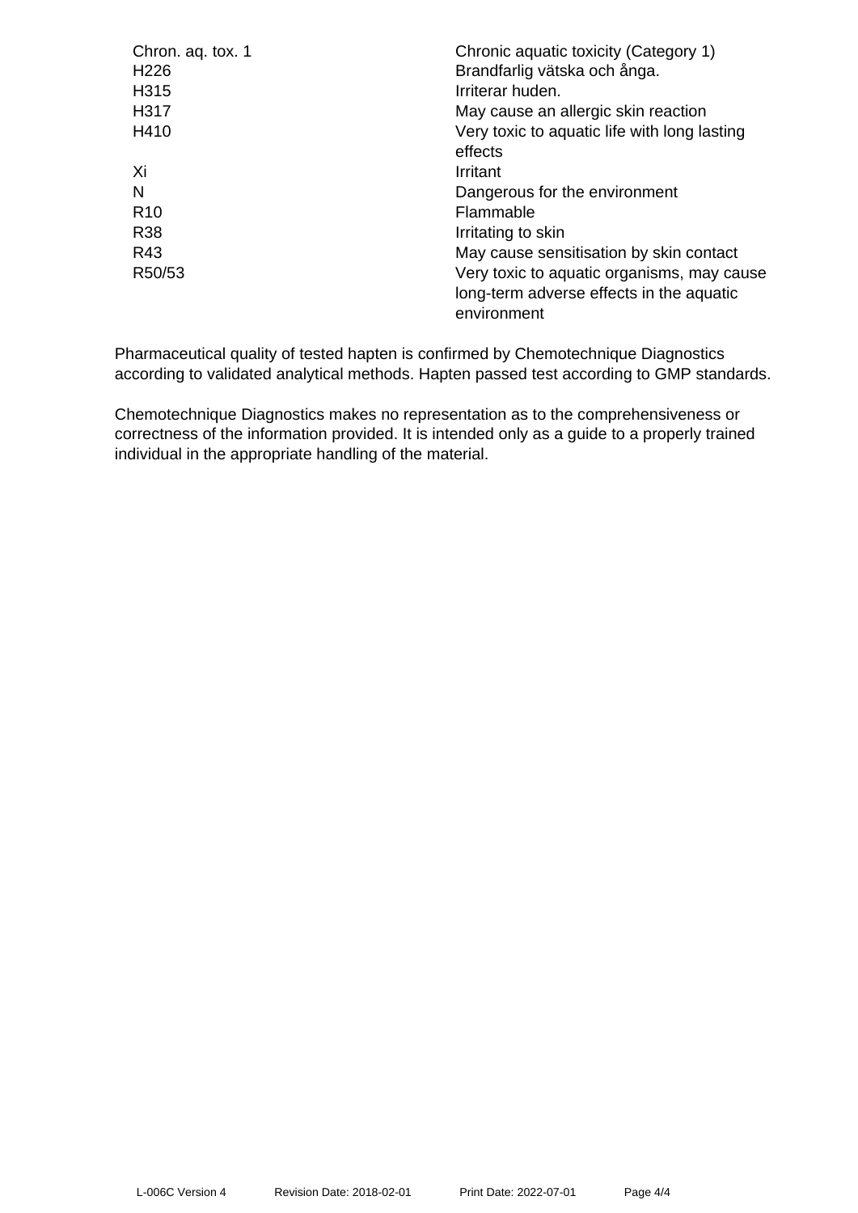| | |
|---|---|
| Chron. aq. tox. 1 | Chronic aquatic toxicity (Category 1) |
| H226 | Brandfarlig vätska och ånga. |
| H315 | Irriterar huden. |
| H317 | May cause an allergic skin reaction |
| H410 | Very toxic to aquatic life with long lasting effects |
| Xi | Irritant |
| N | Dangerous for the environment |
| R10 | Flammable |
| R38 | Irritating to skin |
| R43 | May cause sensitisation by skin contact |
| R50/53 | Very toxic to aquatic organisms, may cause long-term adverse effects in the aquatic environment |

Pharmaceutical quality of tested hapten is confirmed by Chemotechnique Diagnostics according to validated analytical methods. Hapten passed test according to GMP standards.

Chemotechnique Diagnostics makes no representation as to the comprehensiveness or correctness of the information provided. It is intended only as a guide to a properly trained individual in the appropriate handling of the material.